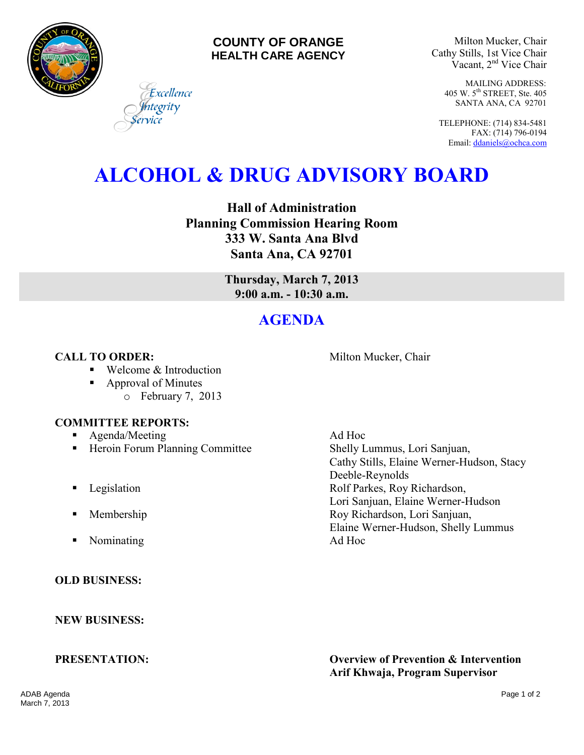**COUNTY OF ORANGE**
**HEALTH CARE AGENCY**

*Excellence*
*Integrity*
*Service*

Milton Mucker, Chair
Cathy Stills, 1st Vice Chair
Vacant, 2nd Vice Chair

MAILING ADDRESS:
405 W. 5th STREET, Ste. 405
SANTA ANA, CA 92701

TELEPHONE: (714) 834-5481
FAX: (714) 796-0194
Email: ddaniels@ochca.com

# ALCOHOL & DRUG ADVISORY BOARD

**Hall of Administration**
**Planning Commission Hearing Room**
**333 W. Santa Ana Blvd**
**Santa Ana, CA 92701**

**Thursday, March 7, 2013**
**9:00 a.m. - 10:30 a.m.**

## AGENDA

**CALL TO ORDER:** Milton Mucker, Chair

- Welcome & Introduction
- Approval of Minutes
  - February 7, 2013

**COMMITTEE REPORTS:**

- Agenda/Meeting — Ad Hoc
- Heroin Forum Planning Committee — Shelly Lummus, Lori Sanjuan, Cathy Stills, Elaine Werner-Hudson, Stacy Deeble-Reynolds
- Legislation — Rolf Parkes, Roy Richardson, Lori Sanjuan, Elaine Werner-Hudson
- Membership — Roy Richardson, Lori Sanjuan, Elaine Werner-Hudson, Shelly Lummus
- Nominating — Ad Hoc

**OLD BUSINESS:**

**NEW BUSINESS:**

**PRESENTATION:** **Overview of Prevention & Intervention**
**Arif Khwaja, Program Supervisor**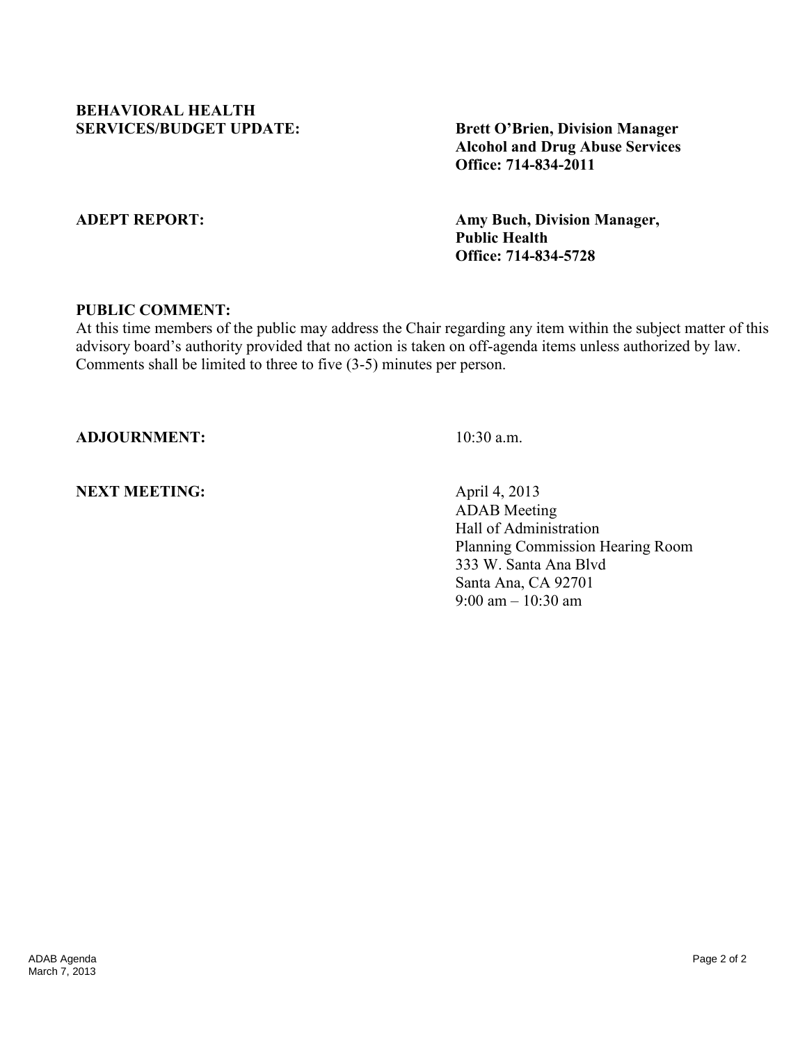**BEHAVIORAL HEALTH SERVICES/BUDGET UPDATE:**

**Brett O'Brien, Division Manager**
**Alcohol and Drug Abuse Services**
**Office: 714-834-2011**

**ADEPT REPORT:**

**Amy Buch, Division Manager,**
**Public Health**
**Office: 714-834-5728**

**PUBLIC COMMENT:**

At this time members of the public may address the Chair regarding any item within the subject matter of this advisory board's authority provided that no action is taken on off-agenda items unless authorized by law. Comments shall be limited to three to five (3-5) minutes per person.

**ADJOURNMENT:** 10:30 a.m.

**NEXT MEETING:**

April 4, 2013
ADAB Meeting
Hall of Administration
Planning Commission Hearing Room
333 W. Santa Ana Blvd
Santa Ana, CA 92701
9:00 am – 10:30 am